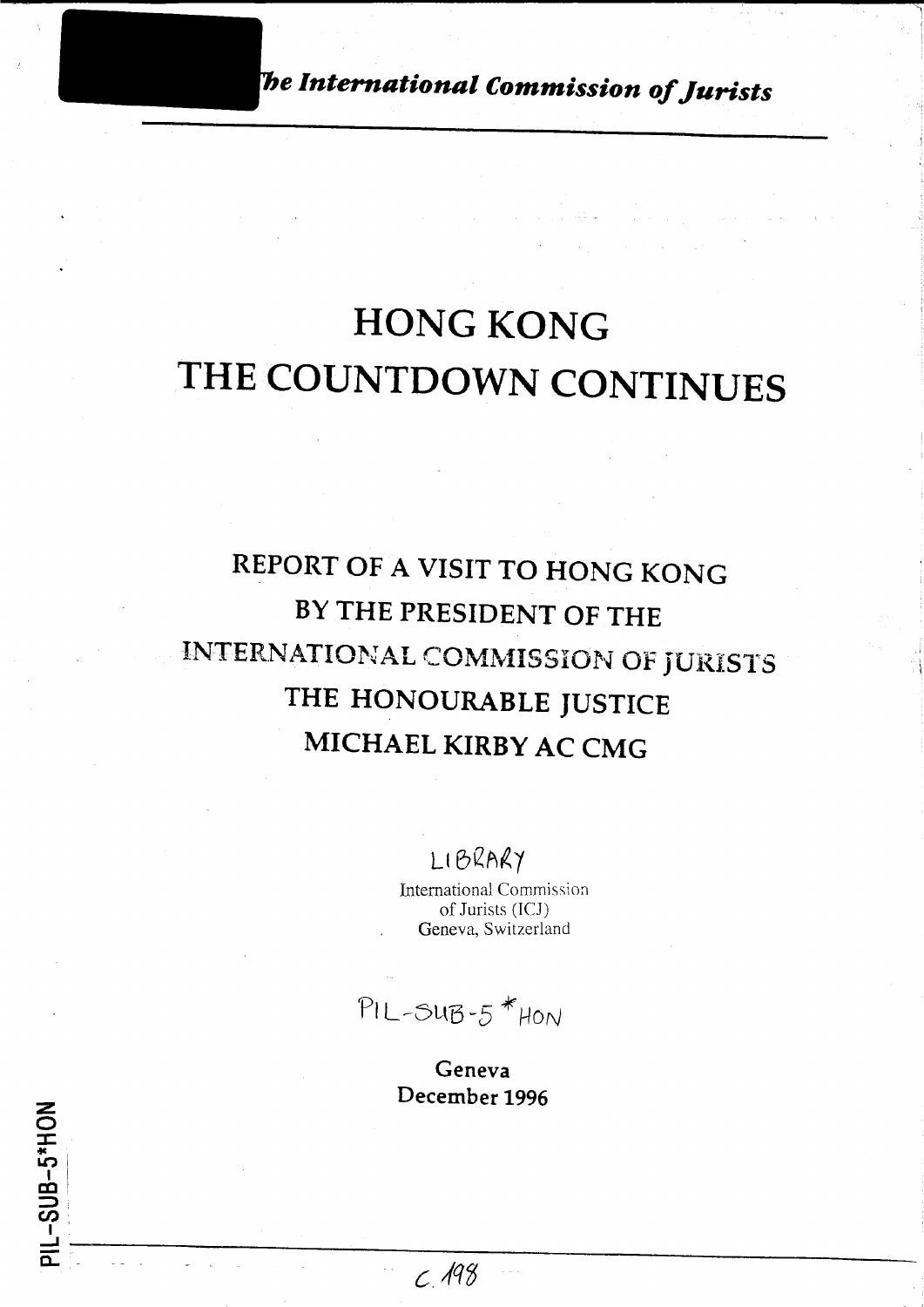*The International Commission of Jurists*

# HONG KONG
# THE COUNTDOWN CONTINUES

## REPORT OF A VISIT TO HONG KONG BY THE PRESIDENT OF THE INTERNATIONAL COMMISSION OF JURISTS THE HONOURABLE JUSTICE MICHAEL KIRBY AC CMG

LIBRARY
International Commission
of Jurists (ICJ)
Geneva, Switzerland

PIL-SUB-5*HON

Geneva
December 1996

PIL-SUB-5*HON

C.198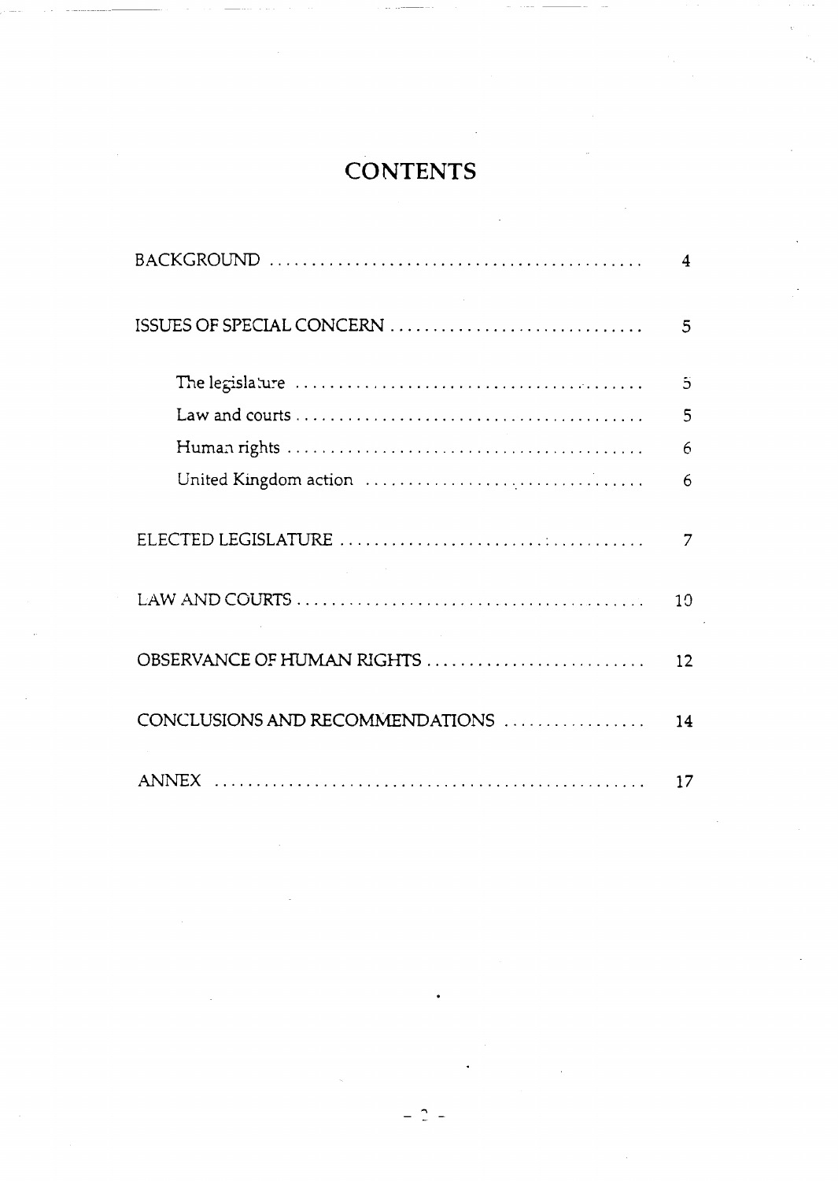# CONTENTS

| | |
|---|---|
| BACKGROUND | 4 |
| ISSUES OF SPECIAL CONCERN | 5 |
| The legislature | 5 |
| Law and courts | 5 |
| Human rights | 6 |
| United Kingdom action | 6 |
| ELECTED LEGISLATURE | 7 |
| LAW AND COURTS | 10 |
| OBSERVANCE OF HUMAN RIGHTS | 12 |
| CONCLUSIONS AND RECOMMENDATIONS | 14 |
| ANNEX | 17 |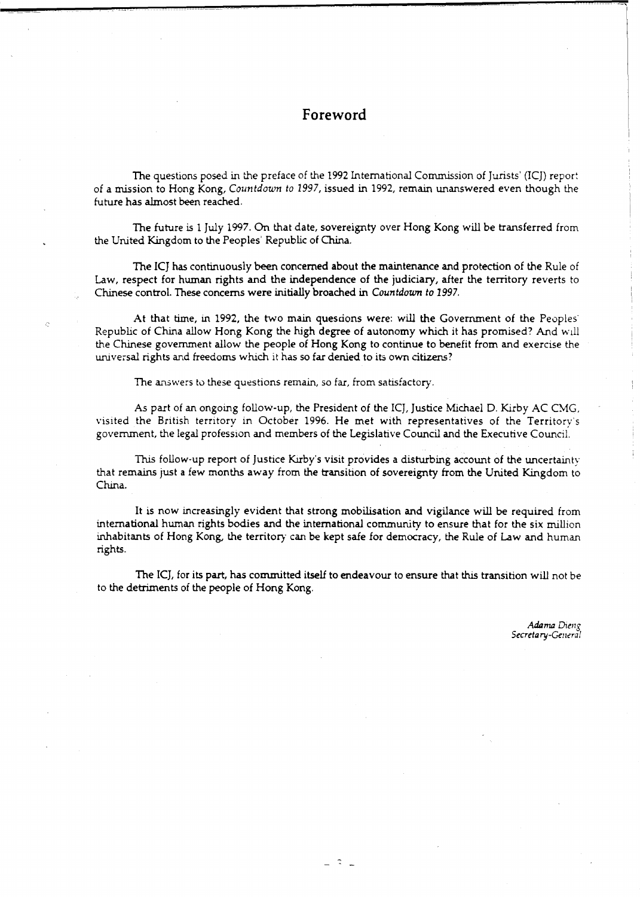# Foreword

The questions posed in the preface of the 1992 International Commission of Jurists' (ICJ) report of a mission to Hong Kong, *Countdown to 1997*, issued in 1992, remain unanswered even though the future has almost been reached.

The future is 1 July 1997. On that date, sovereignty over Hong Kong will be transferred from the United Kingdom to the Peoples' Republic of China.

The ICJ has continuously been concerned about the maintenance and protection of the Rule of Law, respect for human rights and the independence of the judiciary, after the territory reverts to Chinese control. These concerns were initially broached in *Countdown to 1997*.

At that time, in 1992, the two main questions were: will the Government of the Peoples' Republic of China allow Hong Kong the high degree of autonomy which it has promised? And will the Chinese government allow the people of Hong Kong to continue to benefit from and exercise the universal rights and freedoms which it has so far denied to its own citizens?

The answers to these questions remain, so far, from satisfactory.

As part of an ongoing follow-up, the President of the ICJ, Justice Michael D. Kirby AC CMG, visited the British territory in October 1996. He met with representatives of the Territory's government, the legal profession and members of the Legislative Council and the Executive Council.

This follow-up report of Justice Kirby's visit provides a disturbing account of the uncertainty that remains just a few months away from the transition of sovereignty from the United Kingdom to China.

It is now increasingly evident that strong mobilisation and vigilance will be required from international human rights bodies and the international community to ensure that for the six million inhabitants of Hong Kong, the territory can be kept safe for democracy, the Rule of Law and human rights.

The ICJ, for its part, has committed itself to endeavour to ensure that this transition will not be to the detriments of the people of Hong Kong.

*Adama Dieng*
*Secretary-General*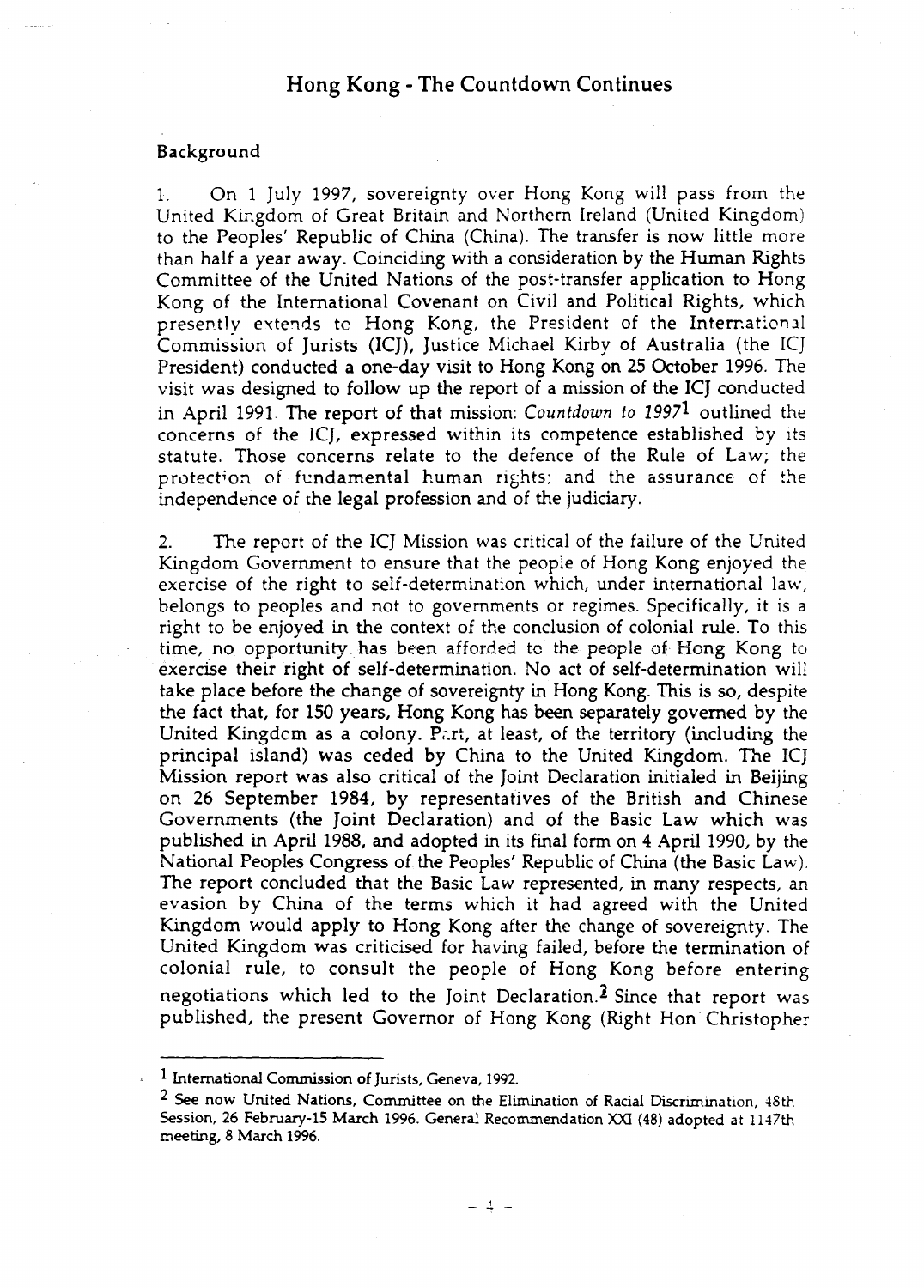# Hong Kong - The Countdown Continues

## Background

1. On 1 July 1997, sovereignty over Hong Kong will pass from the United Kingdom of Great Britain and Northern Ireland (United Kingdom) to the Peoples' Republic of China (China). The transfer is now little more than half a year away. Coinciding with a consideration by the Human Rights Committee of the United Nations of the post-transfer application to Hong Kong of the International Covenant on Civil and Political Rights, which presently extends to Hong Kong, the President of the International Commission of Jurists (ICJ), Justice Michael Kirby of Australia (the ICJ President) conducted a one-day visit to Hong Kong on 25 October 1996. The visit was designed to follow up the report of a mission of the ICJ conducted in April 1991. The report of that mission: *Countdown to 1997*[1] outlined the concerns of the ICJ, expressed within its competence established by its statute. Those concerns relate to the defence of the Rule of Law; the protection of fundamental human rights; and the assurance of the independence of the legal profession and of the judiciary.

2. The report of the ICJ Mission was critical of the failure of the United Kingdom Government to ensure that the people of Hong Kong enjoyed the exercise of the right to self-determination which, under international law, belongs to peoples and not to governments or regimes. Specifically, it is a right to be enjoyed in the context of the conclusion of colonial rule. To this time, no opportunity has been afforded to the people of Hong Kong to exercise their right of self-determination. No act of self-determination will take place before the change of sovereignty in Hong Kong. This is so, despite the fact that, for 150 years, Hong Kong has been separately governed by the United Kingdom as a colony. Part, at least, of the territory (including the principal island) was ceded by China to the United Kingdom. The ICJ Mission report was also critical of the Joint Declaration initialed in Beijing on 26 September 1984, by representatives of the British and Chinese Governments (the Joint Declaration) and of the Basic Law which was published in April 1988, and adopted in its final form on 4 April 1990, by the National Peoples Congress of the Peoples' Republic of China (the Basic Law). The report concluded that the Basic Law represented, in many respects, an evasion by China of the terms which it had agreed with the United Kingdom would apply to Hong Kong after the change of sovereignty. The United Kingdom was criticised for having failed, before the termination of colonial rule, to consult the people of Hong Kong before entering negotiations which led to the Joint Declaration.[2] Since that report was published, the present Governor of Hong Kong (Right Hon Christopher

---

[1] International Commission of Jurists, Geneva, 1992.

[2] See now United Nations, Committee on the Elimination of Racial Discrimination, 48th Session, 26 February-15 March 1996. General Recommendation XXI (48) adopted at 1147th meeting, 8 March 1996.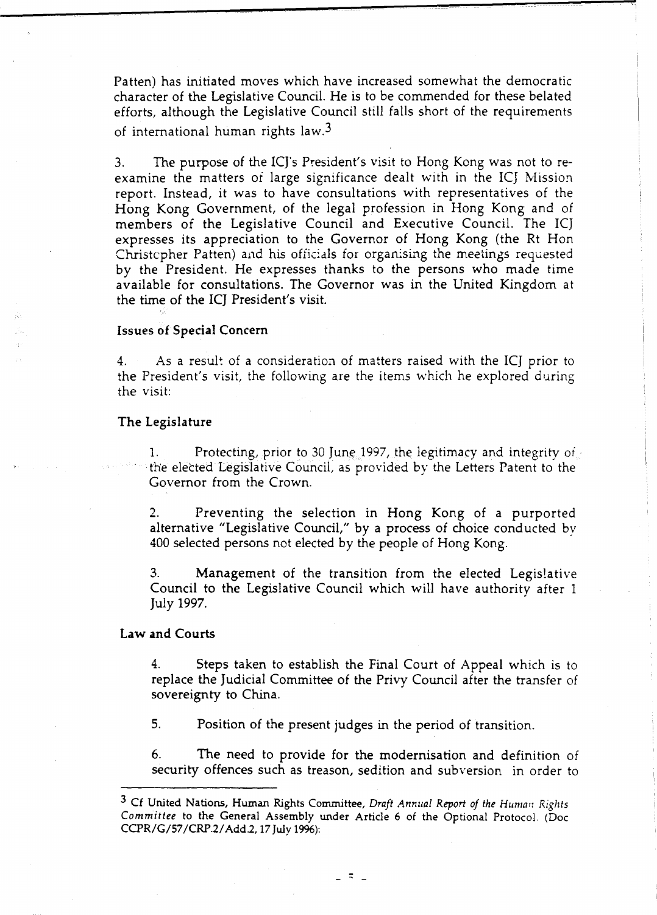Patten) has initiated moves which have increased somewhat the democratic character of the Legislative Council. He is to be commended for these belated efforts, although the Legislative Council still falls short of the requirements of international human rights law.[3]

3. The purpose of the ICJ's President's visit to Hong Kong was not to re-examine the matters of large significance dealt with in the ICJ Mission report. Instead, it was to have consultations with representatives of the Hong Kong Government, of the legal profession in Hong Kong and of members of the Legislative Council and Executive Council. The ICJ expresses its appreciation to the Governor of Hong Kong (the Rt Hon Christopher Patten) and his officials for organising the meetings requested by the President. He expresses thanks to the persons who made time available for consultations. The Governor was in the United Kingdom at the time of the ICJ President's visit.

**Issues of Special Concern**

4. As a result of a consideration of matters raised with the ICJ prior to the President's visit, the following are the items which he explored during the visit:

**The Legislature**

1. Protecting, prior to 30 June 1997, the legitimacy and integrity of the elected Legislative Council, as provided by the Letters Patent to the Governor from the Crown.

2. Preventing the selection in Hong Kong of a purported alternative "Legislative Council," by a process of choice conducted by 400 selected persons not elected by the people of Hong Kong.

3. Management of the transition from the elected Legislative Council to the Legislative Council which will have authority after 1 July 1997.

**Law and Courts**

4. Steps taken to establish the Final Court of Appeal which is to replace the Judicial Committee of the Privy Council after the transfer of sovereignty to China.

5. Position of the present judges in the period of transition.

6. The need to provide for the modernisation and definition of security offences such as treason, sedition and subversion in order to

---

[3] Cf United Nations, Human Rights Committee, *Draft Annual Report of the Human Rights Committee* to the General Assembly under Article 6 of the Optional Protocol. (Doc CCPR/G/57/CRP.2/Add.2, 17 July 1996):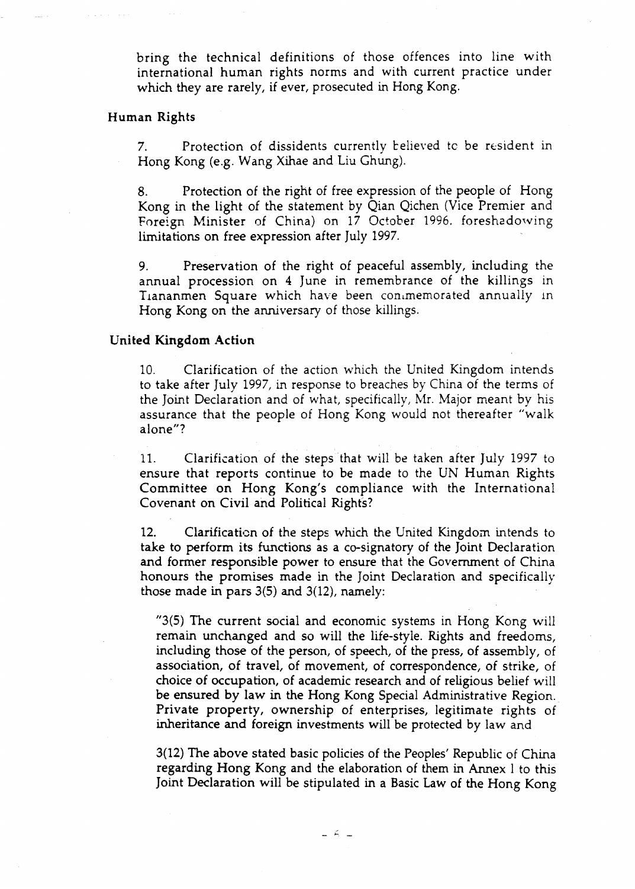bring the technical definitions of those offences into line with international human rights norms and with current practice under which they are rarely, if ever, prosecuted in Hong Kong.

### Human Rights

7. Protection of dissidents currently believed to be resident in Hong Kong (e.g. Wang Xihae and Liu Ghung).

8. Protection of the right of free expression of the people of Hong Kong in the light of the statement by Qian Qichen (Vice Premier and Foreign Minister of China) on 17 October 1996, foreshadowing limitations on free expression after July 1997.

9. Preservation of the right of peaceful assembly, including the annual procession on 4 June in remembrance of the killings in Tiananmen Square which have been commemorated annually in Hong Kong on the anniversary of those killings.

### United Kingdom Action

10. Clarification of the action which the United Kingdom intends to take after July 1997, in response to breaches by China of the terms of the Joint Declaration and of what, specifically, Mr. Major meant by his assurance that the people of Hong Kong would not thereafter "walk alone"?

11. Clarification of the steps that will be taken after July 1997 to ensure that reports continue to be made to the UN Human Rights Committee on Hong Kong's compliance with the International Covenant on Civil and Political Rights?

12. Clarification of the steps which the United Kingdom intends to take to perform its functions as a co-signatory of the Joint Declaration and former responsible power to ensure that the Government of China honours the promises made in the Joint Declaration and specifically those made in pars 3(5) and 3(12), namely:

> "3(5) The current social and economic systems in Hong Kong will remain unchanged and so will the life-style. Rights and freedoms, including those of the person, of speech, of the press, of assembly, of association, of travel, of movement, of correspondence, of strike, of choice of occupation, of academic research and of religious belief will be ensured by law in the Hong Kong Special Administrative Region. Private property, ownership of enterprises, legitimate rights of inheritance and foreign investments will be protected by law and
>
> 3(12) The above stated basic policies of the Peoples' Republic of China regarding Hong Kong and the elaboration of them in Annex 1 to this Joint Declaration will be stipulated in a Basic Law of the Hong Kong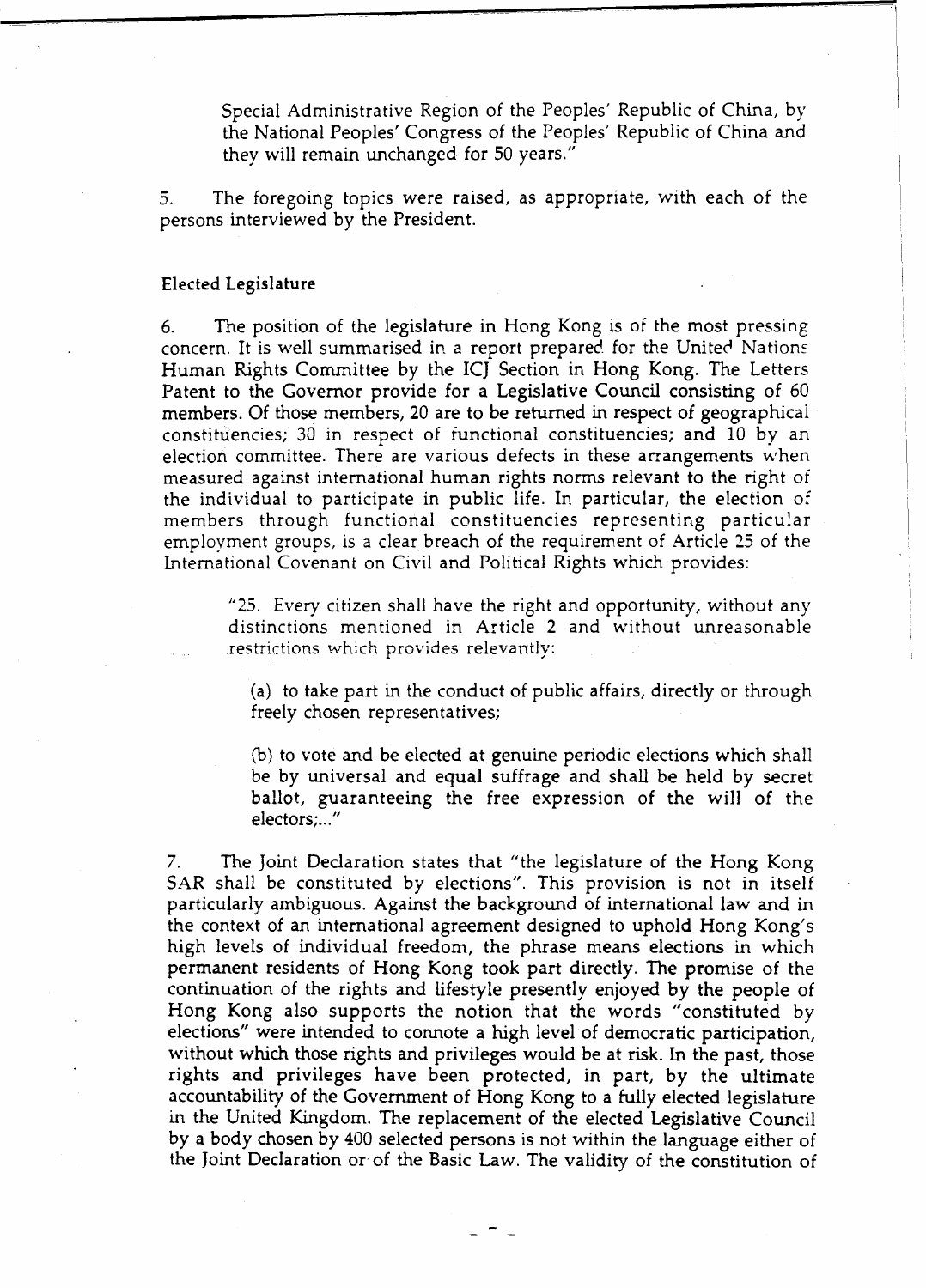Special Administrative Region of the Peoples' Republic of China, by the National Peoples' Congress of the Peoples' Republic of China and they will remain unchanged for 50 years."

5. The foregoing topics were raised, as appropriate, with each of the persons interviewed by the President.

**Elected Legislature**

6. The position of the legislature in Hong Kong is of the most pressing concern. It is well summarised in a report prepared for the United Nations Human Rights Committee by the ICJ Section in Hong Kong. The Letters Patent to the Governor provide for a Legislative Council consisting of 60 members. Of those members, 20 are to be returned in respect of geographical constituencies; 30 in respect of functional constituencies; and 10 by an election committee. There are various defects in these arrangements when measured against international human rights norms relevant to the right of the individual to participate in public life. In particular, the election of members through functional constituencies representing particular employment groups, is a clear breach of the requirement of Article 25 of the International Covenant on Civil and Political Rights which provides:

> "25. Every citizen shall have the right and opportunity, without any distinctions mentioned in Article 2 and without unreasonable restrictions which provides relevantly:
>
> (a) to take part in the conduct of public affairs, directly or through freely chosen representatives;
>
> (b) to vote and be elected at genuine periodic elections which shall be by universal and equal suffrage and shall be held by secret ballot, guaranteeing the free expression of the will of the electors;..."

7. The Joint Declaration states that "the legislature of the Hong Kong SAR shall be constituted by elections". This provision is not in itself particularly ambiguous. Against the background of international law and in the context of an international agreement designed to uphold Hong Kong's high levels of individual freedom, the phrase means elections in which permanent residents of Hong Kong took part directly. The promise of the continuation of the rights and lifestyle presently enjoyed by the people of Hong Kong also supports the notion that the words "constituted by elections" were intended to connote a high level of democratic participation, without which those rights and privileges would be at risk. In the past, those rights and privileges have been protected, in part, by the ultimate accountability of the Government of Hong Kong to a fully elected legislature in the United Kingdom. The replacement of the elected Legislative Council by a body chosen by 400 selected persons is not within the language either of the Joint Declaration or of the Basic Law. The validity of the constitution of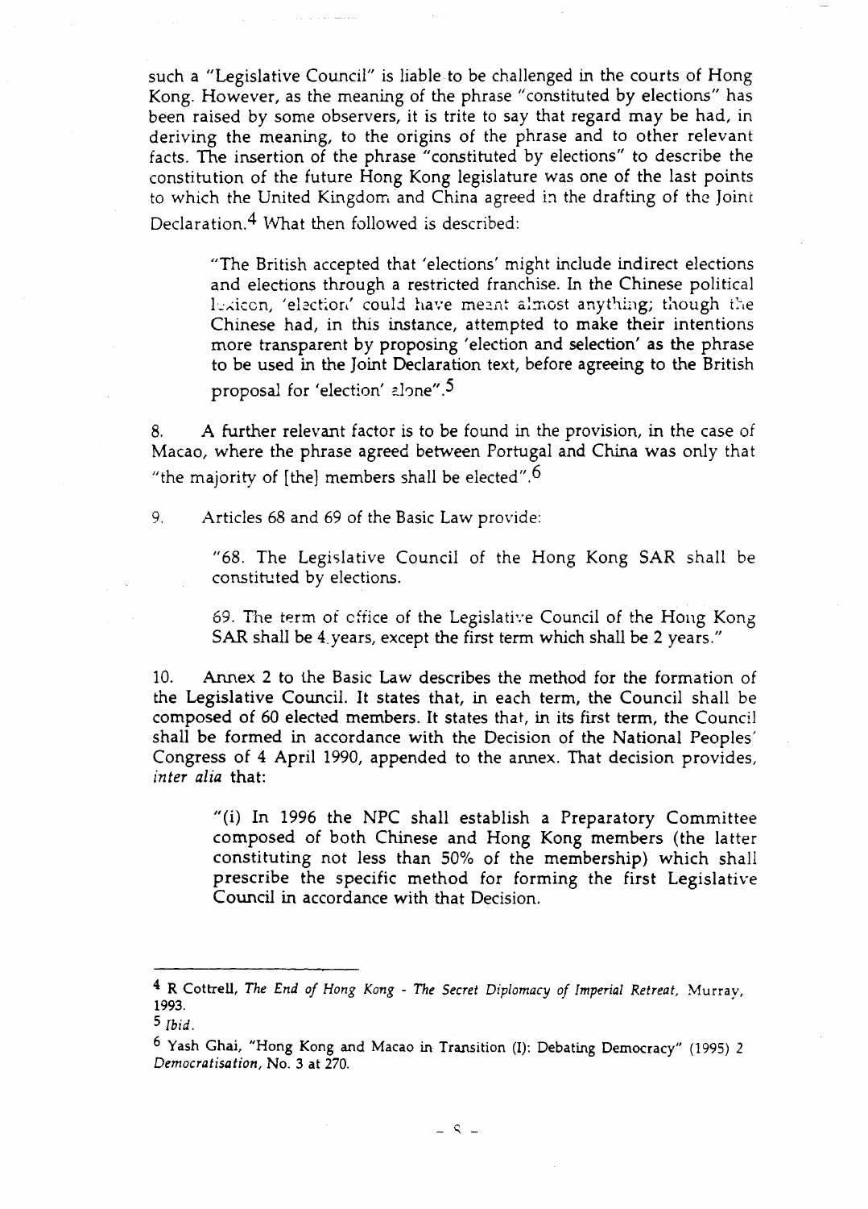such a "Legislative Council" is liable to be challenged in the courts of Hong Kong. However, as the meaning of the phrase "constituted by elections" has been raised by some observers, it is trite to say that regard may be had, in deriving the meaning, to the origins of the phrase and to other relevant facts. The insertion of the phrase "constituted by elections" to describe the constitution of the future Hong Kong legislature was one of the last points to which the United Kingdom and China agreed in the drafting of the Joint Declaration.[4] What then followed is described:

> "The British accepted that 'elections' might include indirect elections and elections through a restricted franchise. In the Chinese political lexicon, 'election' could have meant almost anything; though the Chinese had, in this instance, attempted to make their intentions more transparent by proposing 'election and selection' as the phrase to be used in the Joint Declaration text, before agreeing to the British proposal for 'election' alone".[5]

8. A further relevant factor is to be found in the provision, in the case of Macao, where the phrase agreed between Portugal and China was only that "the majority of [the] members shall be elected".[6]

9. Articles 68 and 69 of the Basic Law provide:

> "68. The Legislative Council of the Hong Kong SAR shall be constituted by elections.
>
> 69. The term of office of the Legislative Council of the Hong Kong SAR shall be 4 years, except the first term which shall be 2 years."

10. Annex 2 to the Basic Law describes the method for the formation of the Legislative Council. It states that, in each term, the Council shall be composed of 60 elected members. It states that, in its first term, the Council shall be formed in accordance with the Decision of the National Peoples' Congress of 4 April 1990, appended to the annex. That decision provides, *inter alia* that:

> "(i) In 1996 the NPC shall establish a Preparatory Committee composed of both Chinese and Hong Kong members (the latter constituting not less than 50% of the membership) which shall prescribe the specific method for forming the first Legislative Council in accordance with that Decision.

---

[4] R Cottrell, *The End of Hong Kong - The Secret Diplomacy of Imperial Retreat*, Murray, 1993.

[5] *Ibid*.

[6] Yash Ghai, "Hong Kong and Macao in Transition (I): Debating Democracy" (1995) 2 *Democratisation*, No. 3 at 270.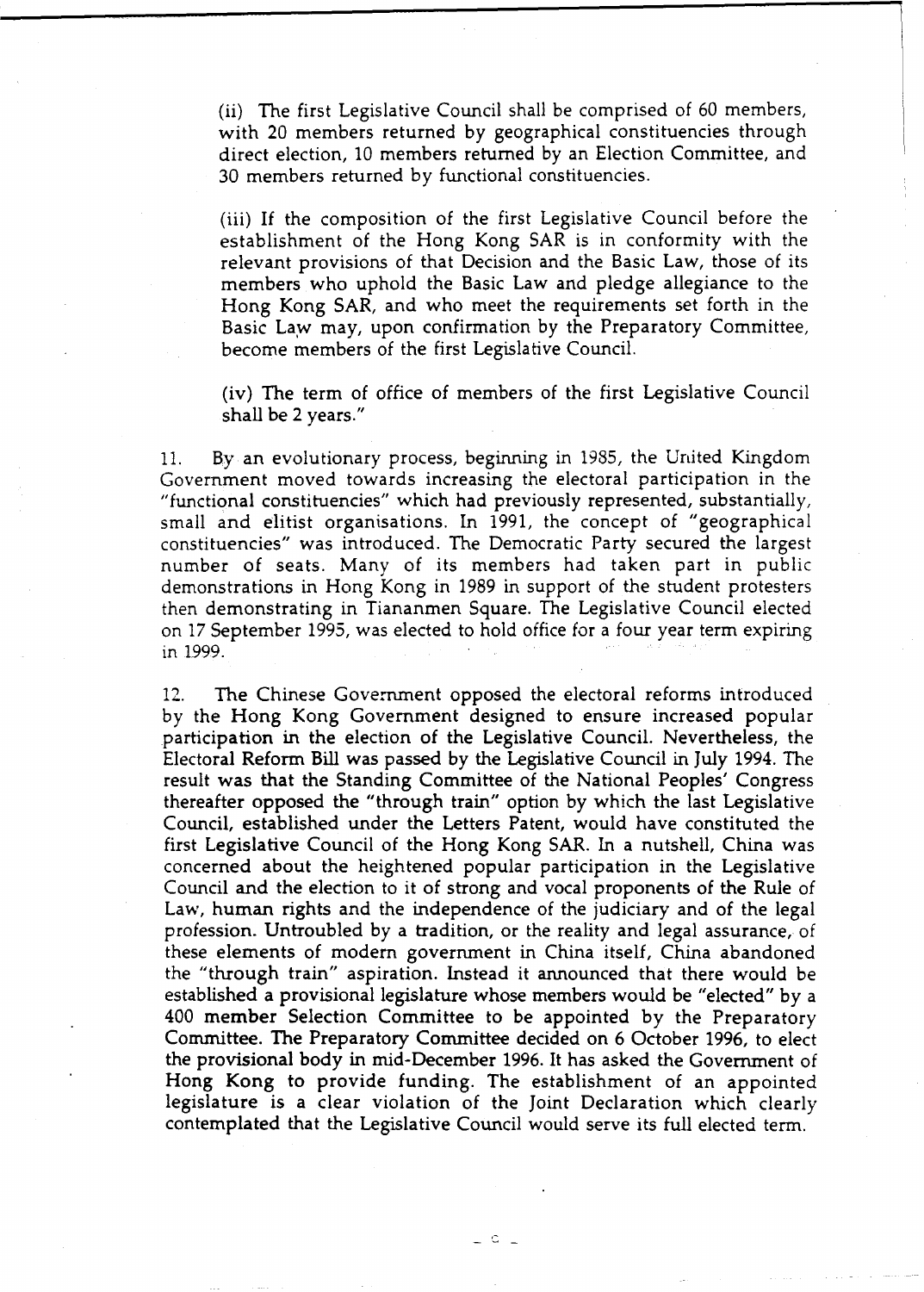(ii) The first Legislative Council shall be comprised of 60 members, with 20 members returned by geographical constituencies through direct election, 10 members returned by an Election Committee, and 30 members returned by functional constituencies.

(iii) If the composition of the first Legislative Council before the establishment of the Hong Kong SAR is in conformity with the relevant provisions of that Decision and the Basic Law, those of its members who uphold the Basic Law and pledge allegiance to the Hong Kong SAR, and who meet the requirements set forth in the Basic Law may, upon confirmation by the Preparatory Committee, become members of the first Legislative Council.

(iv) The term of office of members of the first Legislative Council shall be 2 years."

11. By an evolutionary process, beginning in 1985, the United Kingdom Government moved towards increasing the electoral participation in the "functional constituencies" which had previously represented, substantially, small and elitist organisations. In 1991, the concept of "geographical constituencies" was introduced. The Democratic Party secured the largest number of seats. Many of its members had taken part in public demonstrations in Hong Kong in 1989 in support of the student protesters then demonstrating in Tiananmen Square. The Legislative Council elected on 17 September 1995, was elected to hold office for a four year term expiring in 1999.

12. The Chinese Government opposed the electoral reforms introduced by the Hong Kong Government designed to ensure increased popular participation in the election of the Legislative Council. Nevertheless, the Electoral Reform Bill was passed by the Legislative Council in July 1994. The result was that the Standing Committee of the National Peoples' Congress thereafter opposed the "through train" option by which the last Legislative Council, established under the Letters Patent, would have constituted the first Legislative Council of the Hong Kong SAR. In a nutshell, China was concerned about the heightened popular participation in the Legislative Council and the election to it of strong and vocal proponents of the Rule of Law, human rights and the independence of the judiciary and of the legal profession. Untroubled by a tradition, or the reality and legal assurance, of these elements of modern government in China itself, China abandoned the "through train" aspiration. Instead it announced that there would be established a provisional legislature whose members would be "elected" by a 400 member Selection Committee to be appointed by the Preparatory Committee. The Preparatory Committee decided on 6 October 1996, to elect the provisional body in mid-December 1996. It has asked the Government of Hong Kong to provide funding. The establishment of an appointed legislature is a clear violation of the Joint Declaration which clearly contemplated that the Legislative Council would serve its full elected term.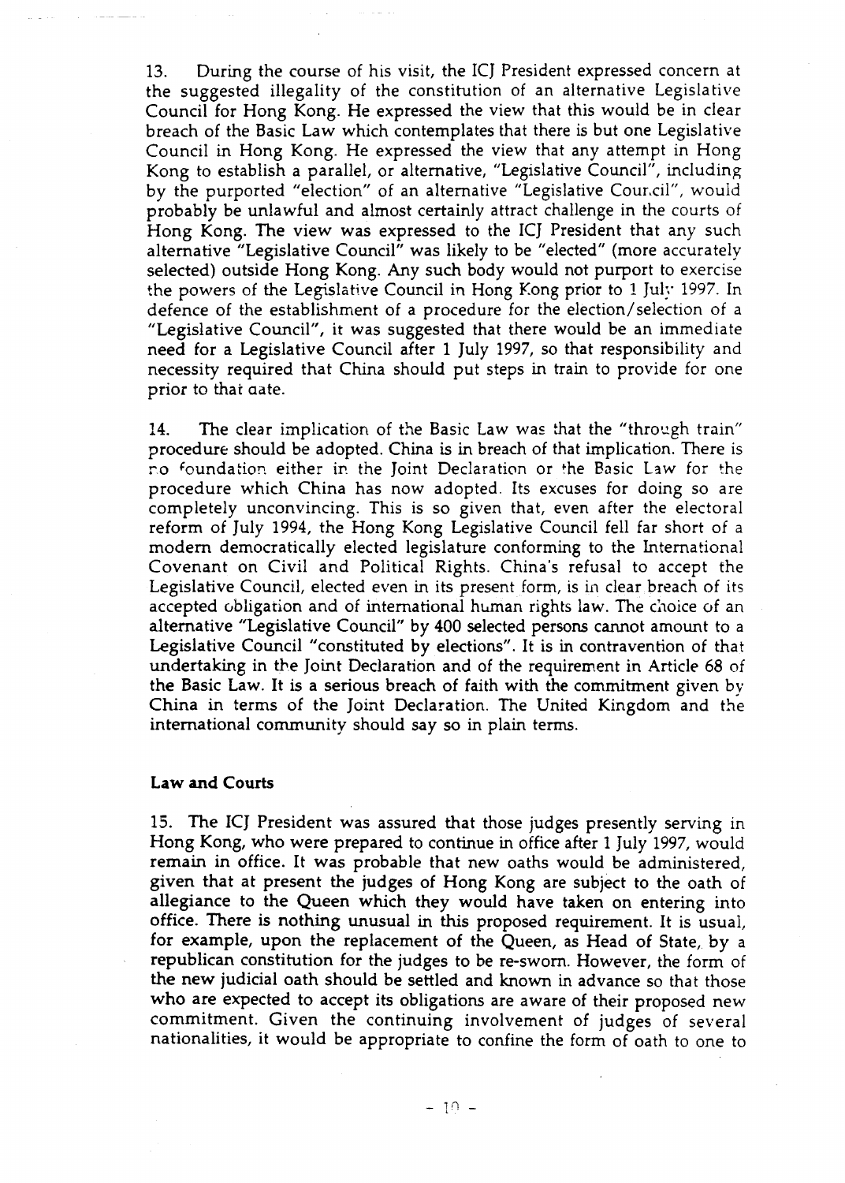13. During the course of his visit, the ICJ President expressed concern at the suggested illegality of the constitution of an alternative Legislative Council for Hong Kong. He expressed the view that this would be in clear breach of the Basic Law which contemplates that there is but one Legislative Council in Hong Kong. He expressed the view that any attempt in Hong Kong to establish a parallel, or alternative, "Legislative Council", including by the purported "election" of an alternative "Legislative Council", would probably be unlawful and almost certainly attract challenge in the courts of Hong Kong. The view was expressed to the ICJ President that any such alternative "Legislative Council" was likely to be "elected" (more accurately selected) outside Hong Kong. Any such body would not purport to exercise the powers of the Legislative Council in Hong Kong prior to 1 July 1997. In defence of the establishment of a procedure for the election/selection of a "Legislative Council", it was suggested that there would be an immediate need for a Legislative Council after 1 July 1997, so that responsibility and necessity required that China should put steps in train to provide for one prior to that date.

14. The clear implication of the Basic Law was that the "through train" procedure should be adopted. China is in breach of that implication. There is no foundation either in the Joint Declaration or the Basic Law for the procedure which China has now adopted. Its excuses for doing so are completely unconvincing. This is so given that, even after the electoral reform of July 1994, the Hong Kong Legislative Council fell far short of a modern democratically elected legislature conforming to the International Covenant on Civil and Political Rights. China's refusal to accept the Legislative Council, elected even in its present form, is in clear breach of its accepted obligation and of international human rights law. The choice of an alternative "Legislative Council" by 400 selected persons cannot amount to a Legislative Council "constituted by elections". It is in contravention of that undertaking in the Joint Declaration and of the requirement in Article 68 of the Basic Law. It is a serious breach of faith with the commitment given by China in terms of the Joint Declaration. The United Kingdom and the international community should say so in plain terms.

**Law and Courts**

15. The ICJ President was assured that those judges presently serving in Hong Kong, who were prepared to continue in office after 1 July 1997, would remain in office. It was probable that new oaths would be administered, given that at present the judges of Hong Kong are subject to the oath of allegiance to the Queen which they would have taken on entering into office. There is nothing unusual in this proposed requirement. It is usual, for example, upon the replacement of the Queen, as Head of State, by a republican constitution for the judges to be re-sworn. However, the form of the new judicial oath should be settled and known in advance so that those who are expected to accept its obligations are aware of their proposed new commitment. Given the continuing involvement of judges of several nationalities, it would be appropriate to confine the form of oath to one to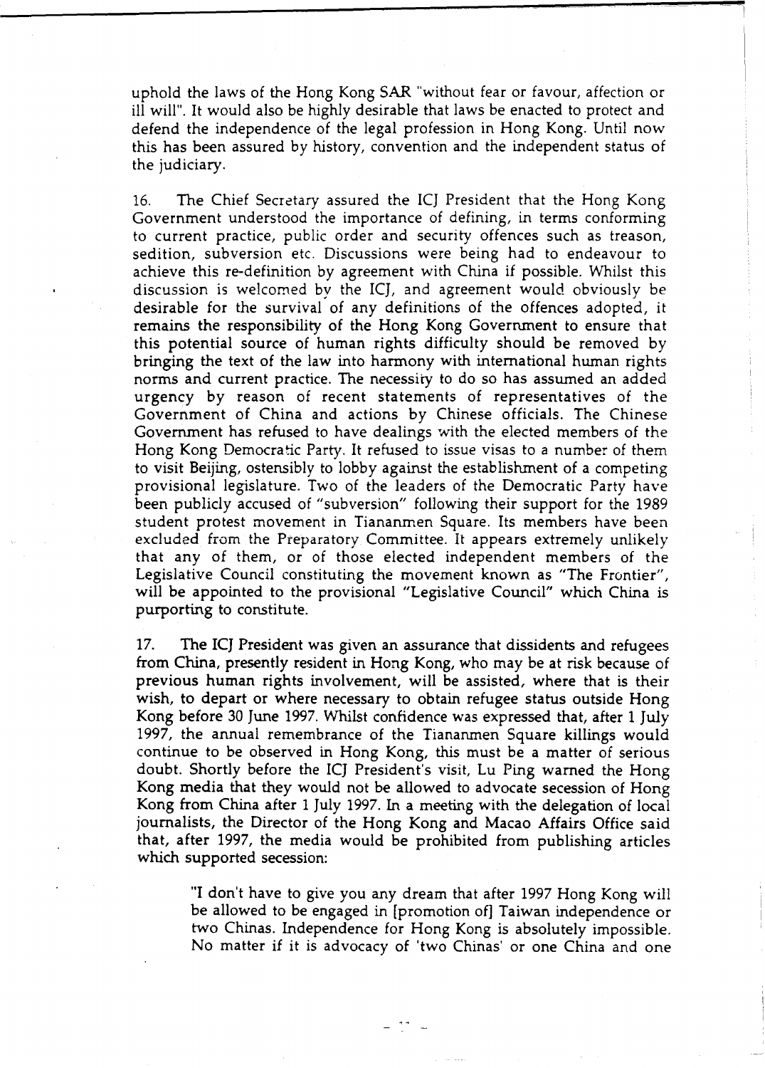uphold the laws of the Hong Kong SAR "without fear or favour, affection or ill will". It would also be highly desirable that laws be enacted to protect and defend the independence of the legal profession in Hong Kong. Until now this has been assured by history, convention and the independent status of the judiciary.

16. The Chief Secretary assured the ICJ President that the Hong Kong Government understood the importance of defining, in terms conforming to current practice, public order and security offences such as treason, sedition, subversion etc. Discussions were being had to endeavour to achieve this re-definition by agreement with China if possible. Whilst this discussion is welcomed by the ICJ, and agreement would obviously be desirable for the survival of any definitions of the offences adopted, it remains the responsibility of the Hong Kong Government to ensure that this potential source of human rights difficulty should be removed by bringing the text of the law into harmony with international human rights norms and current practice. The necessity to do so has assumed an added urgency by reason of recent statements of representatives of the Government of China and actions by Chinese officials. The Chinese Government has refused to have dealings with the elected members of the Hong Kong Democratic Party. It refused to issue visas to a number of them to visit Beijing, ostensibly to lobby against the establishment of a competing provisional legislature. Two of the leaders of the Democratic Party have been publicly accused of "subversion" following their support for the 1989 student protest movement in Tiananmen Square. Its members have been excluded from the Preparatory Committee. It appears extremely unlikely that any of them, or of those elected independent members of the Legislative Council constituting the movement known as "The Frontier", will be appointed to the provisional "Legislative Council" which China is purporting to constitute.

17. The ICJ President was given an assurance that dissidents and refugees from China, presently resident in Hong Kong, who may be at risk because of previous human rights involvement, will be assisted, where that is their wish, to depart or where necessary to obtain refugee status outside Hong Kong before 30 June 1997. Whilst confidence was expressed that, after 1 July 1997, the annual remembrance of the Tiananmen Square killings would continue to be observed in Hong Kong, this must be a matter of serious doubt. Shortly before the ICJ President's visit, Lu Ping warned the Hong Kong media that they would not be allowed to advocate secession of Hong Kong from China after 1 July 1997. In a meeting with the delegation of local journalists, the Director of the Hong Kong and Macao Affairs Office said that, after 1997, the media would be prohibited from publishing articles which supported secession:

> "I don't have to give you any dream that after 1997 Hong Kong will be allowed to be engaged in [promotion of] Taiwan independence or two Chinas. Independence for Hong Kong is absolutely impossible. No matter if it is advocacy of 'two Chinas' or one China and one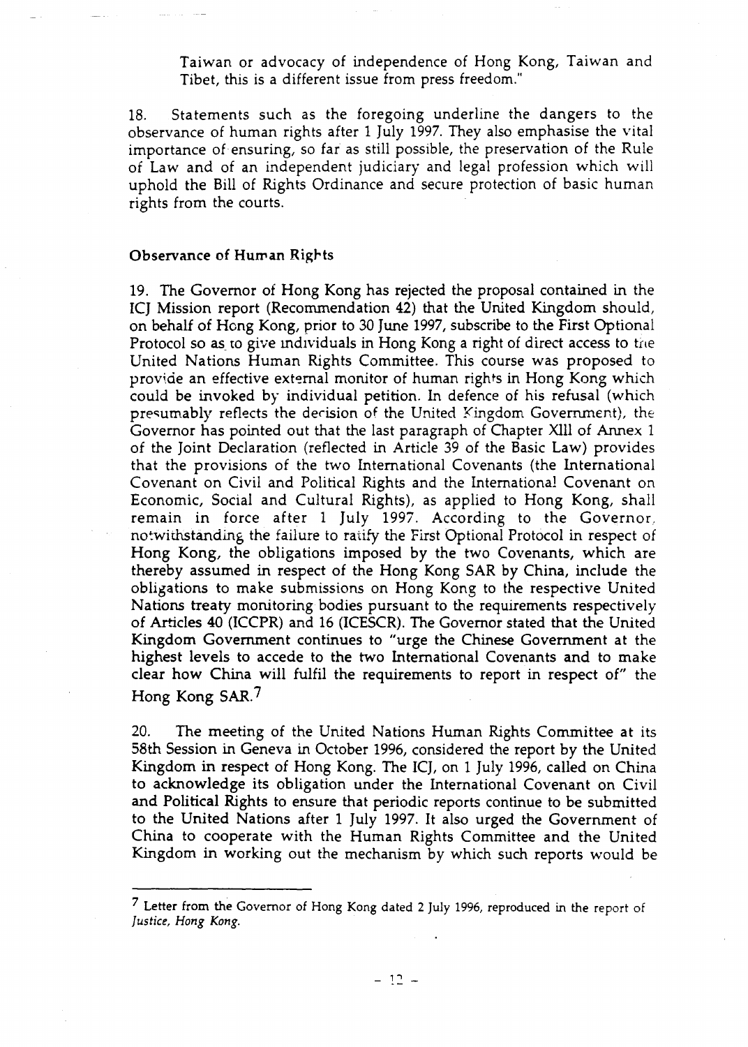Taiwan or advocacy of independence of Hong Kong, Taiwan and Tibet, this is a different issue from press freedom."

18. Statements such as the foregoing underline the dangers to the observance of human rights after 1 July 1997. They also emphasise the vital importance of ensuring, so far as still possible, the preservation of the Rule of Law and of an independent judiciary and legal profession which will uphold the Bill of Rights Ordinance and secure protection of basic human rights from the courts.

**Observance of Human Rights**

19. The Governor of Hong Kong has rejected the proposal contained in the ICJ Mission report (Recommendation 42) that the United Kingdom should, on behalf of Hong Kong, prior to 30 June 1997, subscribe to the First Optional Protocol so as to give individuals in Hong Kong a right of direct access to the United Nations Human Rights Committee. This course was proposed to provide an effective external monitor of human rights in Hong Kong which could be invoked by individual petition. In defence of his refusal (which presumably reflects the decision of the United Kingdom Government), the Governor has pointed out that the last paragraph of Chapter XIII of Annex 1 of the Joint Declaration (reflected in Article 39 of the Basic Law) provides that the provisions of the two International Covenants (the International Covenant on Civil and Political Rights and the International Covenant on Economic, Social and Cultural Rights), as applied to Hong Kong, shall remain in force after 1 July 1997. According to the Governor, notwithstanding the failure to ratify the First Optional Protocol in respect of Hong Kong, the obligations imposed by the two Covenants, which are thereby assumed in respect of the Hong Kong SAR by China, include the obligations to make submissions on Hong Kong to the respective United Nations treaty monitoring bodies pursuant to the requirements respectively of Articles 40 (ICCPR) and 16 (ICESCR). The Governor stated that the United Kingdom Government continues to "urge the Chinese Government at the highest levels to accede to the two International Covenants and to make clear how China will fulfil the requirements to report in respect of" the Hong Kong SAR.[7]

20. The meeting of the United Nations Human Rights Committee at its 58th Session in Geneva in October 1996, considered the report by the United Kingdom in respect of Hong Kong. The ICJ, on 1 July 1996, called on China to acknowledge its obligation under the International Covenant on Civil and Political Rights to ensure that periodic reports continue to be submitted to the United Nations after 1 July 1997. It also urged the Government of China to cooperate with the Human Rights Committee and the United Kingdom in working out the mechanism by which such reports would be

---

[7] Letter from the Governor of Hong Kong dated 2 July 1996, reproduced in the report of *Justice, Hong Kong*.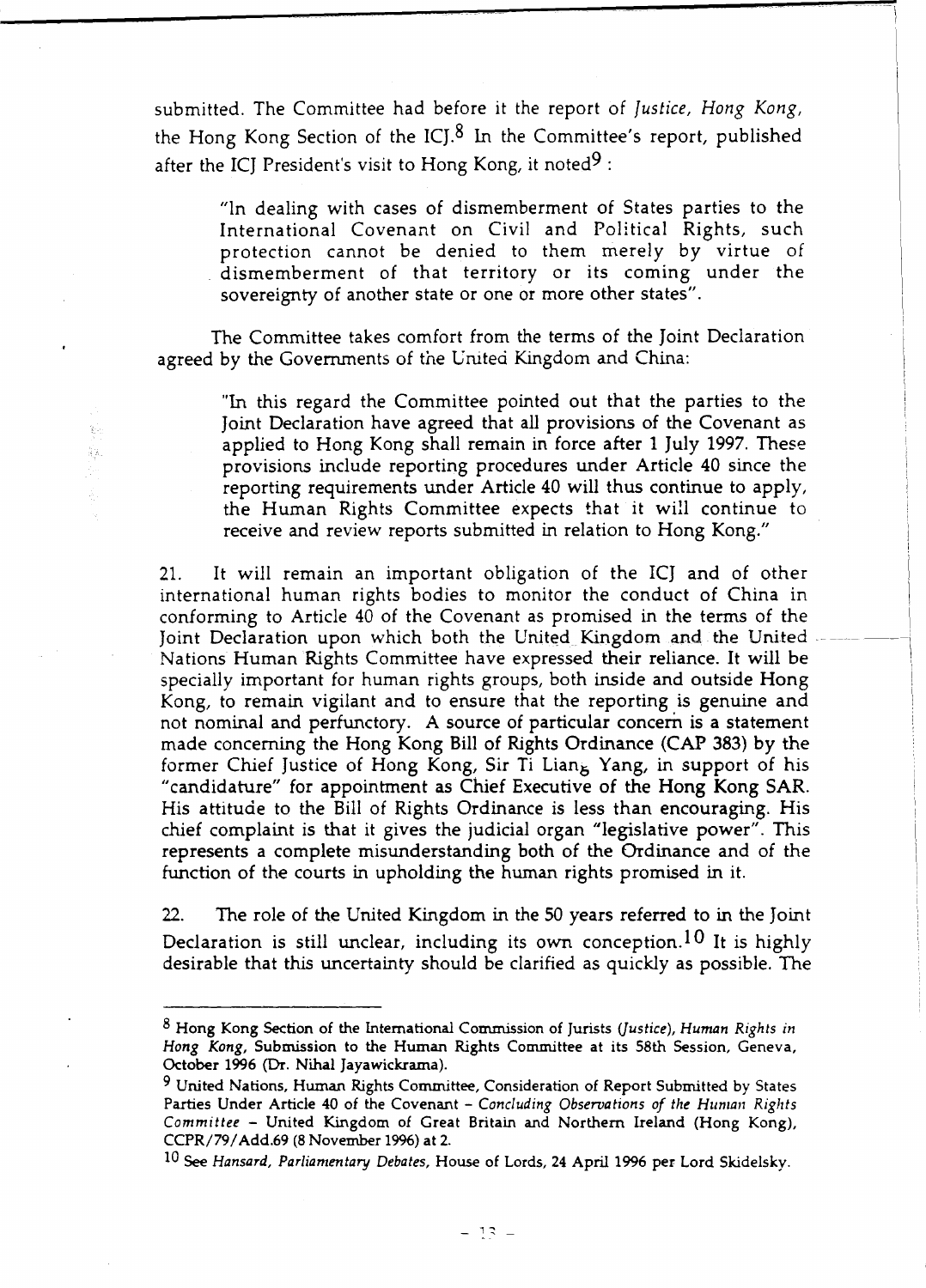submitted. The Committee had before it the report of *Justice, Hong Kong*, the Hong Kong Section of the ICJ.[8] In the Committee's report, published after the ICJ President's visit to Hong Kong, it noted[9] :

> "In dealing with cases of dismemberment of States parties to the International Covenant on Civil and Political Rights, such protection cannot be denied to them merely by virtue of dismemberment of that territory or its coming under the sovereignty of another state or one or more other states".

The Committee takes comfort from the terms of the Joint Declaration agreed by the Governments of the United Kingdom and China:

> "In this regard the Committee pointed out that the parties to the Joint Declaration have agreed that all provisions of the Covenant as applied to Hong Kong shall remain in force after 1 July 1997. These provisions include reporting procedures under Article 40 since the reporting requirements under Article 40 will thus continue to apply, the Human Rights Committee expects that it will continue to receive and review reports submitted in relation to Hong Kong."

21. It will remain an important obligation of the ICJ and of other international human rights bodies to monitor the conduct of China in conforming to Article 40 of the Covenant as promised in the terms of the Joint Declaration upon which both the United Kingdom and the United Nations Human Rights Committee have expressed their reliance. It will be specially important for human rights groups, both inside and outside Hong Kong, to remain vigilant and to ensure that the reporting is genuine and not nominal and perfunctory. A source of particular concern is a statement made concerning the Hong Kong Bill of Rights Ordinance (CAP 383) by the former Chief Justice of Hong Kong, Sir Ti Liang Yang, in support of his "candidature" for appointment as Chief Executive of the Hong Kong SAR. His attitude to the Bill of Rights Ordinance is less than encouraging. His chief complaint is that it gives the judicial organ "legislative power". This represents a complete misunderstanding both of the Ordinance and of the function of the courts in upholding the human rights promised in it.

22. The role of the United Kingdom in the 50 years referred to in the Joint Declaration is still unclear, including its own conception.[10] It is highly desirable that this uncertainty should be clarified as quickly as possible. The

---

[8] Hong Kong Section of the International Commission of Jurists (*Justice*), *Human Rights in Hong Kong*, Submission to the Human Rights Committee at its 58th Session, Geneva, October 1996 (Dr. Nihal Jayawickrama).

[9] United Nations, Human Rights Committee, Consideration of Report Submitted by States Parties Under Article 40 of the Covenant – *Concluding Observations of the Human Rights Committee* – United Kingdom of Great Britain and Northern Ireland (Hong Kong), CCPR/79/Add.69 (8 November 1996) at 2.

[10] See *Hansard, Parliamentary Debates*, House of Lords, 24 April 1996 per Lord Skidelsky.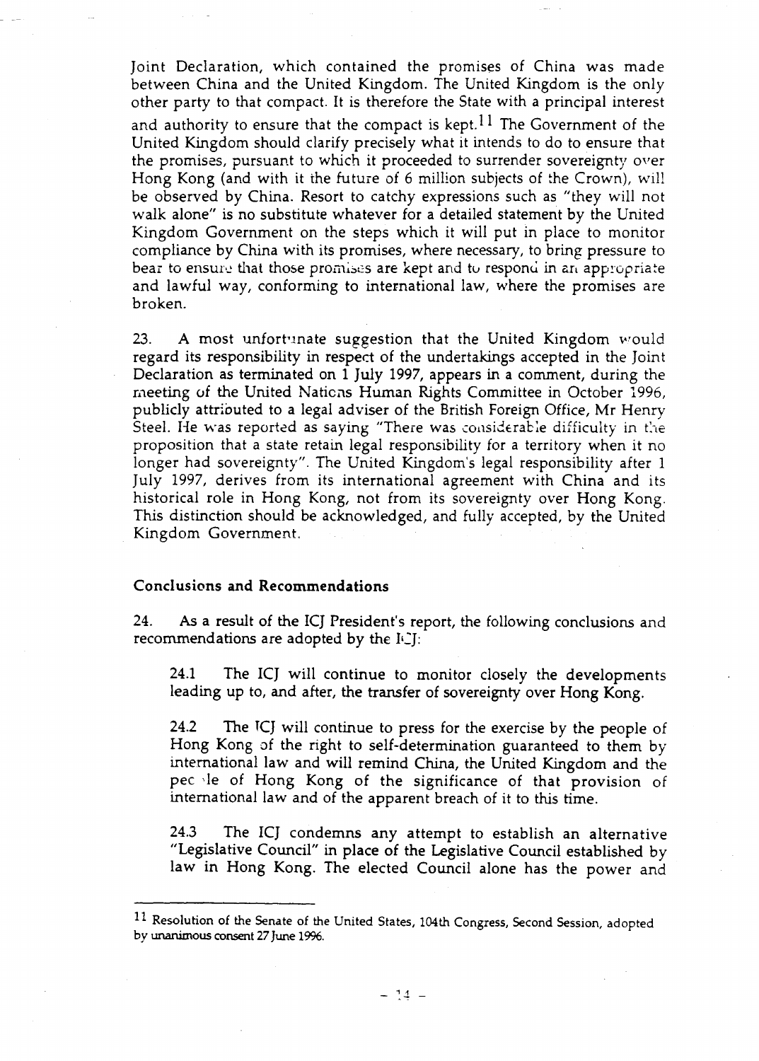Joint Declaration, which contained the promises of China was made between China and the United Kingdom. The United Kingdom is the only other party to that compact. It is therefore the State with a principal interest and authority to ensure that the compact is kept.[11] The Government of the United Kingdom should clarify precisely what it intends to do to ensure that the promises, pursuant to which it proceeded to surrender sovereignty over Hong Kong (and with it the future of 6 million subjects of the Crown), will be observed by China. Resort to catchy expressions such as "they will not walk alone" is no substitute whatever for a detailed statement by the United Kingdom Government on the steps which it will put in place to monitor compliance by China with its promises, where necessary, to bring pressure to bear to ensure that those promises are kept and to respond in an appropriate and lawful way, conforming to international law, where the promises are broken.

23. A most unfortunate suggestion that the United Kingdom would regard its responsibility in respect of the undertakings accepted in the Joint Declaration as terminated on 1 July 1997, appears in a comment, during the meeting of the United Nations Human Rights Committee in October 1996, publicly attributed to a legal adviser of the British Foreign Office, Mr Henry Steel. He was reported as saying "There was considerable difficulty in the proposition that a state retain legal responsibility for a territory when it no longer had sovereignty". The United Kingdom's legal responsibility after 1 July 1997, derives from its international agreement with China and its historical role in Hong Kong, not from its sovereignty over Hong Kong. This distinction should be acknowledged, and fully accepted, by the United Kingdom Government.

**Conclusions and Recommendations**

24. As a result of the ICJ President's report, the following conclusions and recommendations are adopted by the ICJ:

> 24.1 The ICJ will continue to monitor closely the developments leading up to, and after, the transfer of sovereignty over Hong Kong.
>
> 24.2 The ICJ will continue to press for the exercise by the people of Hong Kong of the right to self-determination guaranteed to them by international law and will remind China, the United Kingdom and the people of Hong Kong of the significance of that provision of international law and of the apparent breach of it to this time.
>
> 24.3 The ICJ condemns any attempt to establish an alternative "Legislative Council" in place of the Legislative Council established by law in Hong Kong. The elected Council alone has the power and

---

[11] Resolution of the Senate of the United States, 104th Congress, Second Session, adopted by unanimous consent 27 June 1996.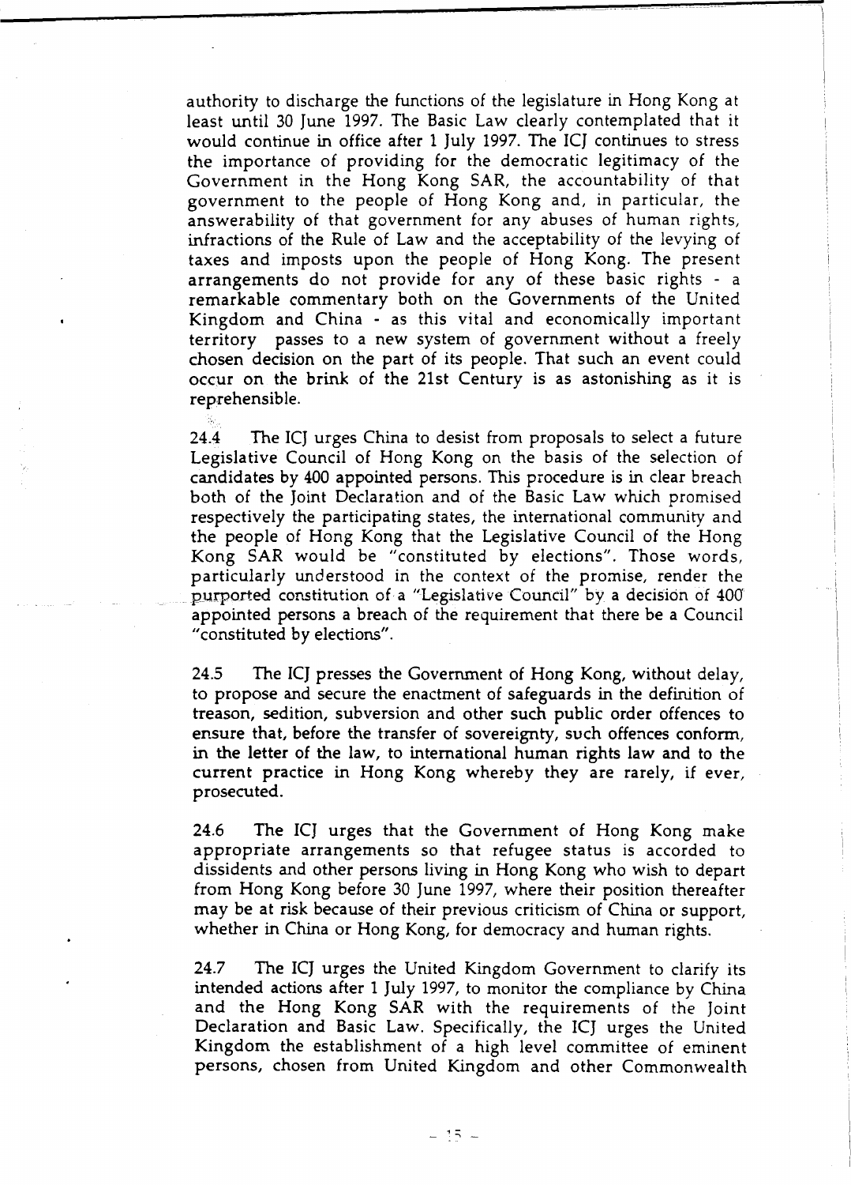authority to discharge the functions of the legislature in Hong Kong at least until 30 June 1997. The Basic Law clearly contemplated that it would continue in office after 1 July 1997. The ICJ continues to stress the importance of providing for the democratic legitimacy of the Government in the Hong Kong SAR, the accountability of that government to the people of Hong Kong and, in particular, the answerability of that government for any abuses of human rights, infractions of the Rule of Law and the acceptability of the levying of taxes and imposts upon the people of Hong Kong. The present arrangements do not provide for any of these basic rights - a remarkable commentary both on the Governments of the United Kingdom and China - as this vital and economically important territory passes to a new system of government without a freely chosen decision on the part of its people. That such an event could occur on the brink of the 21st Century is as astonishing as it is reprehensible.

24.4 The ICJ urges China to desist from proposals to select a future Legislative Council of Hong Kong on the basis of the selection of candidates by 400 appointed persons. This procedure is in clear breach both of the Joint Declaration and of the Basic Law which promised respectively the participating states, the international community and the people of Hong Kong that the Legislative Council of the Hong Kong SAR would be "constituted by elections". Those words, particularly understood in the context of the promise, render the purported constitution of a "Legislative Council" by a decision of 400 appointed persons a breach of the requirement that there be a Council "constituted by elections".

24.5 The ICJ presses the Government of Hong Kong, without delay, to propose and secure the enactment of safeguards in the definition of treason, sedition, subversion and other such public order offences to ensure that, before the transfer of sovereignty, such offences conform, in the letter of the law, to international human rights law and to the current practice in Hong Kong whereby they are rarely, if ever, prosecuted.

24.6 The ICJ urges that the Government of Hong Kong make appropriate arrangements so that refugee status is accorded to dissidents and other persons living in Hong Kong who wish to depart from Hong Kong before 30 June 1997, where their position thereafter may be at risk because of their previous criticism of China or support, whether in China or Hong Kong, for democracy and human rights.

24.7 The ICJ urges the United Kingdom Government to clarify its intended actions after 1 July 1997, to monitor the compliance by China and the Hong Kong SAR with the requirements of the Joint Declaration and Basic Law. Specifically, the ICJ urges the United Kingdom the establishment of a high level committee of eminent persons, chosen from United Kingdom and other Commonwealth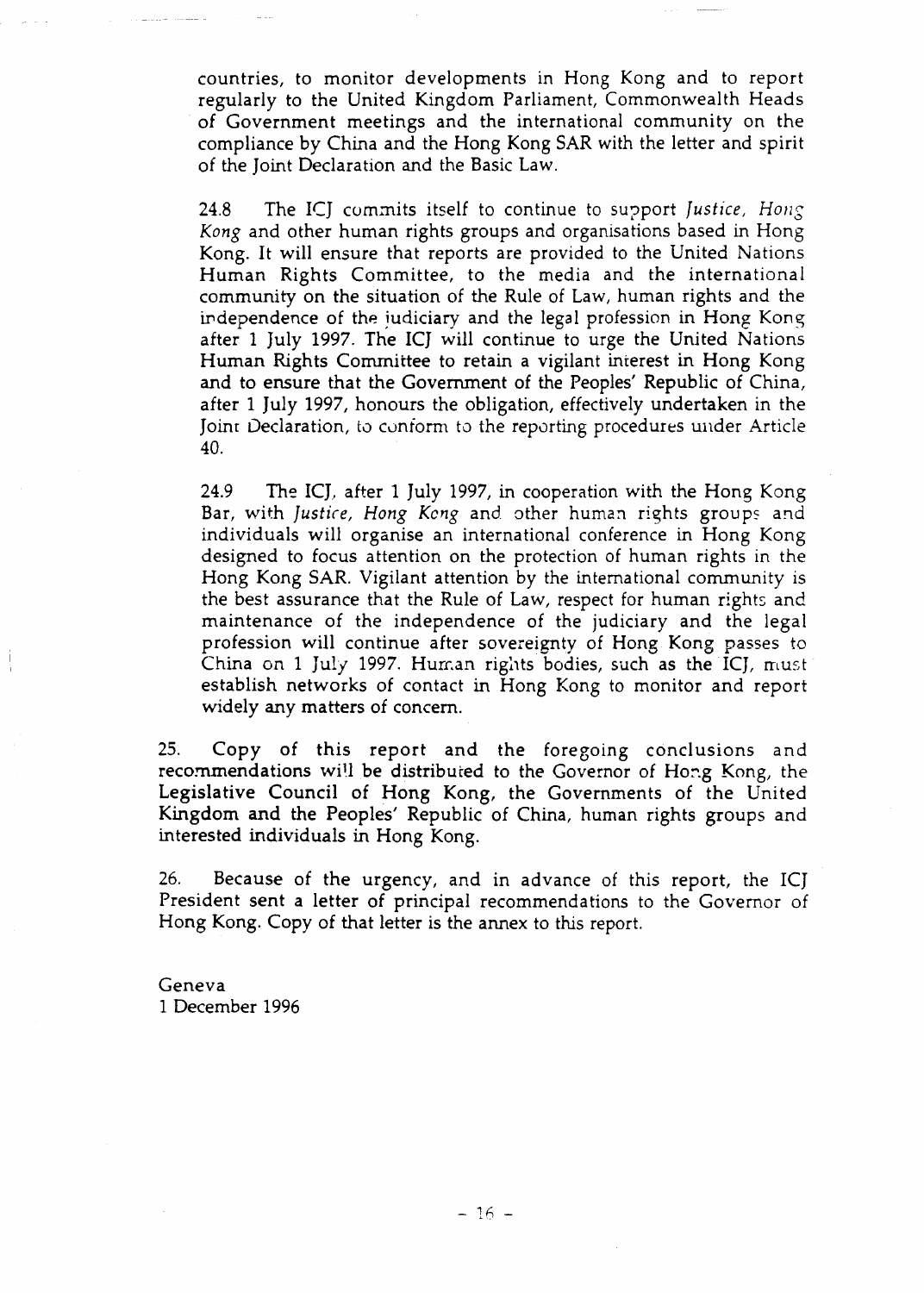countries, to monitor developments in Hong Kong and to report regularly to the United Kingdom Parliament, Commonwealth Heads of Government meetings and the international community on the compliance by China and the Hong Kong SAR with the letter and spirit of the Joint Declaration and the Basic Law.

24.8 The ICJ commits itself to continue to support *Justice, Hong Kong* and other human rights groups and organisations based in Hong Kong. It will ensure that reports are provided to the United Nations Human Rights Committee, to the media and the international community on the situation of the Rule of Law, human rights and the independence of the judiciary and the legal profession in Hong Kong after 1 July 1997. The ICJ will continue to urge the United Nations Human Rights Committee to retain a vigilant interest in Hong Kong and to ensure that the Government of the Peoples' Republic of China, after 1 July 1997, honours the obligation, effectively undertaken in the Joint Declaration, to conform to the reporting procedures under Article 40.

24.9 The ICJ, after 1 July 1997, in cooperation with the Hong Kong Bar, with *Justice, Hong Kong* and other human rights groups and individuals will organise an international conference in Hong Kong designed to focus attention on the protection of human rights in the Hong Kong SAR. Vigilant attention by the international community is the best assurance that the Rule of Law, respect for human rights and maintenance of the independence of the judiciary and the legal profession will continue after sovereignty of Hong Kong passes to China on 1 July 1997. Human rights bodies, such as the ICJ, must establish networks of contact in Hong Kong to monitor and report widely any matters of concern.

25. Copy of this report and the foregoing conclusions and recommendations will be distributed to the Governor of Hong Kong, the Legislative Council of Hong Kong, the Governments of the United Kingdom and the Peoples' Republic of China, human rights groups and interested individuals in Hong Kong.

26. Because of the urgency, and in advance of this report, the ICJ President sent a letter of principal recommendations to the Governor of Hong Kong. Copy of that letter is the annex to this report.

Geneva
1 December 1996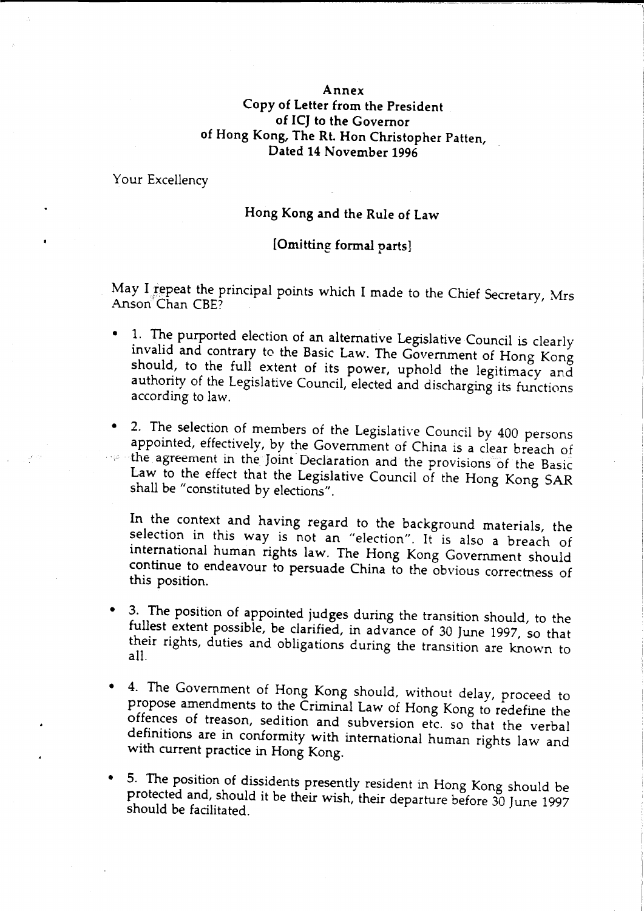# Annex

## Copy of Letter from the President of ICJ to the Governor of Hong Kong, The Rt. Hon Christopher Patten, Dated 14 November 1996

Your Excellency

### Hong Kong and the Rule of Law

[Omitting formal parts]

May I repeat the principal points which I made to the Chief Secretary, Mrs Anson Chan CBE?

- 1. The purported election of an alternative Legislative Council is clearly invalid and contrary to the Basic Law. The Government of Hong Kong should, to the full extent of its power, uphold the legitimacy and authority of the Legislative Council, elected and discharging its functions according to law.

- 2. The selection of members of the Legislative Council by 400 persons appointed, effectively, by the Government of China is a clear breach of the agreement in the Joint Declaration and the provisions of the Basic Law to the effect that the Legislative Council of the Hong Kong SAR shall be "constituted by elections".

  In the context and having regard to the background materials, the selection in this way is not an "election". It is also a breach of international human rights law. The Hong Kong Government should continue to endeavour to persuade China to the obvious correctness of this position.

- 3. The position of appointed judges during the transition should, to the fullest extent possible, be clarified, in advance of 30 June 1997, so that their rights, duties and obligations during the transition are known to all.

- 4. The Government of Hong Kong should, without delay, proceed to propose amendments to the Criminal Law of Hong Kong to redefine the offences of treason, sedition and subversion etc. so that the verbal definitions are in conformity with international human rights law and with current practice in Hong Kong.

- 5. The position of dissidents presently resident in Hong Kong should be protected and, should it be their wish, their departure before 30 June 1997 should be facilitated.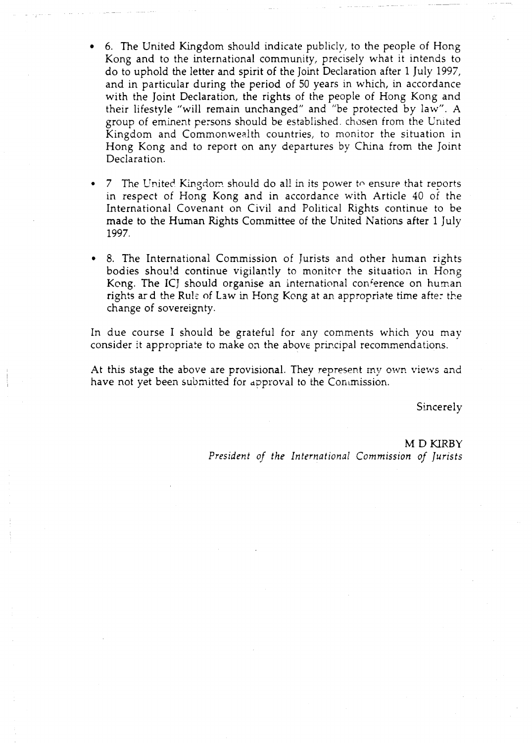- 6. The United Kingdom should indicate publicly, to the people of Hong Kong and to the international community, precisely what it intends to do to uphold the letter and spirit of the Joint Declaration after 1 July 1997, and in particular during the period of 50 years in which, in accordance with the Joint Declaration, the rights of the people of Hong Kong and their lifestyle "will remain unchanged" and "be protected by law". A group of eminent persons should be established, chosen from the United Kingdom and Commonwealth countries, to monitor the situation in Hong Kong and to report on any departures by China from the Joint Declaration.

- 7 The United Kingdom should do all in its power to ensure that reports in respect of Hong Kong and in accordance with Article 40 of the International Covenant on Civil and Political Rights continue to be made to the Human Rights Committee of the United Nations after 1 July 1997.

- 8. The International Commission of Jurists and other human rights bodies should continue vigilantly to monitor the situation in Hong Kong. The ICJ should organise an international conference on human rights and the Rule of Law in Hong Kong at an appropriate time after the change of sovereignty.

In due course I should be grateful for any comments which you may consider it appropriate to make on the above principal recommendations.

At this stage the above are provisional. They represent my own views and have not yet been submitted for approval to the Commission.

Sincerely

M D KIRBY
*President of the International Commission of Jurists*